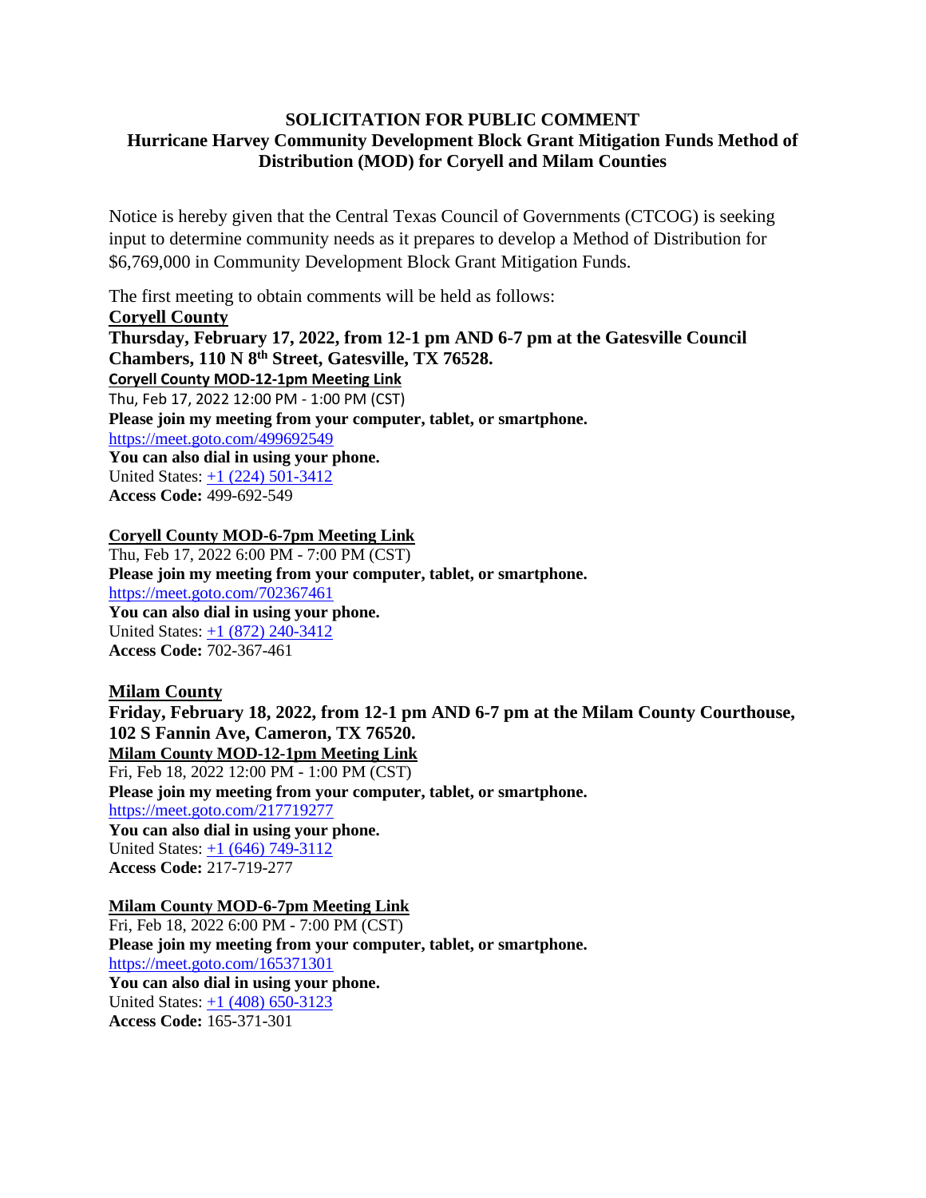**SOLICITATION FOR PUBLIC COMMENT**
**Hurricane Harvey Community Development Block Grant Mitigation Funds Method of Distribution (MOD) for Coryell and Milam Counties**

Notice is hereby given that the Central Texas Council of Governments (CTCOG) is seeking input to determine community needs as it prepares to develop a Method of Distribution for $6,769,000 in Community Development Block Grant Mitigation Funds.

The first meeting to obtain comments will be held as follows:

**Coryell County**

**Thursday, February 17, 2022, from 12-1 pm AND 6-7 pm at the Gatesville Council Chambers, 110 N 8th Street, Gatesville, TX 76528.**

**Coryell County MOD-12-1pm Meeting Link**

Thu, Feb 17, 2022 12:00 PM - 1:00 PM (CST)

**Please join my meeting from your computer, tablet, or smartphone.**

https://meet.goto.com/499692549

**You can also dial in using your phone.**

United States: +1 (224) 501-3412

**Access Code:** 499-692-549

**Coryell County MOD-6-7pm Meeting Link**

Thu, Feb 17, 2022 6:00 PM - 7:00 PM (CST)

**Please join my meeting from your computer, tablet, or smartphone.**

https://meet.goto.com/702367461

**You can also dial in using your phone.**

United States: +1 (872) 240-3412

**Access Code:** 702-367-461

**Milam County**

**Friday, February 18, 2022, from 12-1 pm AND 6-7 pm at the Milam County Courthouse, 102 S Fannin Ave, Cameron, TX 76520.**

**Milam County MOD-12-1pm Meeting Link**

Fri, Feb 18, 2022 12:00 PM - 1:00 PM (CST)

**Please join my meeting from your computer, tablet, or smartphone.**

https://meet.goto.com/217719277

**You can also dial in using your phone.**

United States: +1 (646) 749-3112

**Access Code:** 217-719-277

**Milam County MOD-6-7pm Meeting Link**

Fri, Feb 18, 2022 6:00 PM - 7:00 PM (CST)

**Please join my meeting from your computer, tablet, or smartphone.**

https://meet.goto.com/165371301

**You can also dial in using your phone.**

United States: +1 (408) 650-3123

**Access Code:** 165-371-301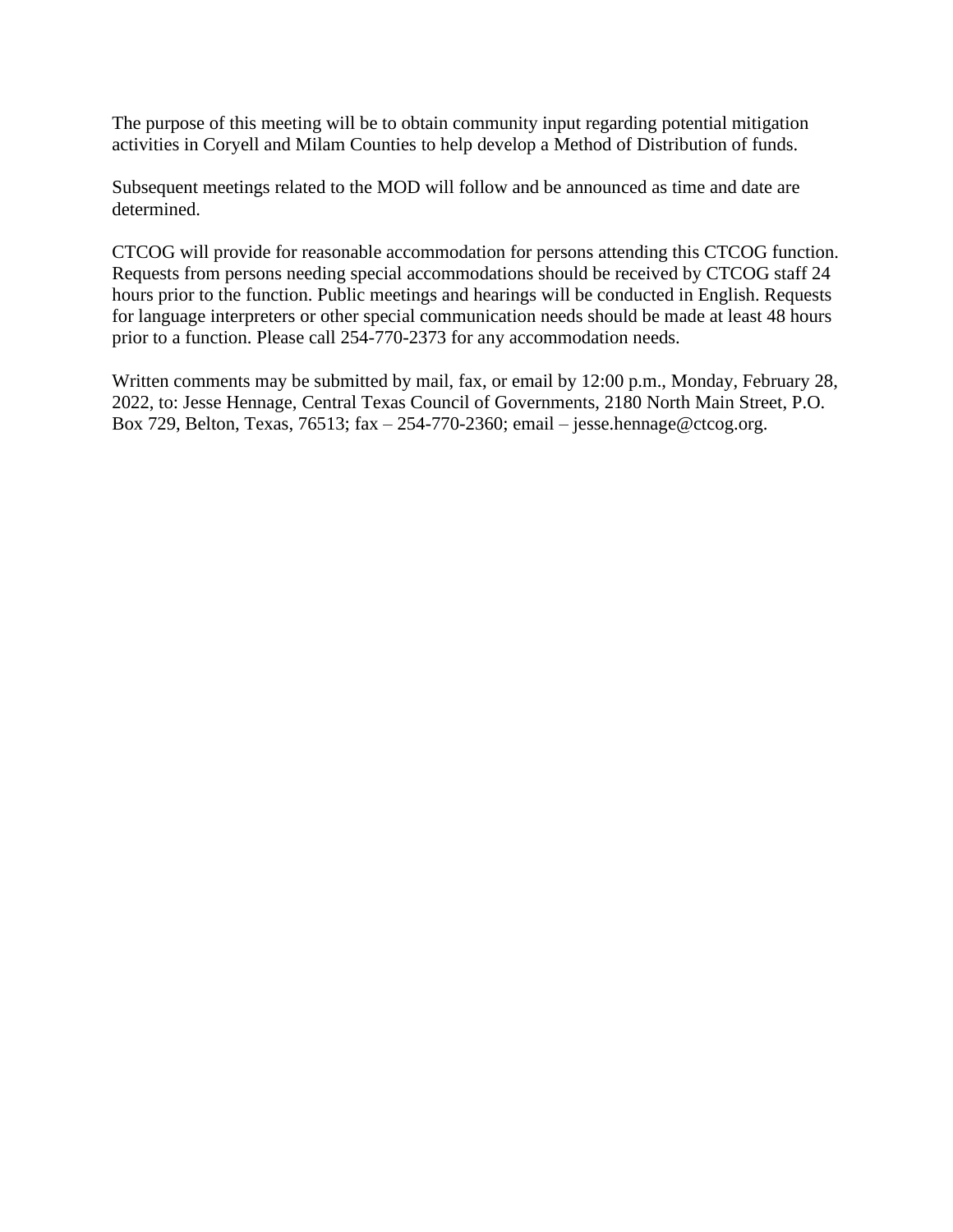The purpose of this meeting will be to obtain community input regarding potential mitigation activities in Coryell and Milam Counties to help develop a Method of Distribution of funds.

Subsequent meetings related to the MOD will follow and be announced as time and date are determined.

CTCOG will provide for reasonable accommodation for persons attending this CTCOG function. Requests from persons needing special accommodations should be received by CTCOG staff 24 hours prior to the function. Public meetings and hearings will be conducted in English. Requests for language interpreters or other special communication needs should be made at least 48 hours prior to a function. Please call 254-770-2373 for any accommodation needs.

Written comments may be submitted by mail, fax, or email by 12:00 p.m., Monday, February 28, 2022, to: Jesse Hennage, Central Texas Council of Governments, 2180 North Main Street, P.O. Box 729, Belton, Texas, 76513; fax – 254-770-2360; email – jesse.hennage@ctcog.org.